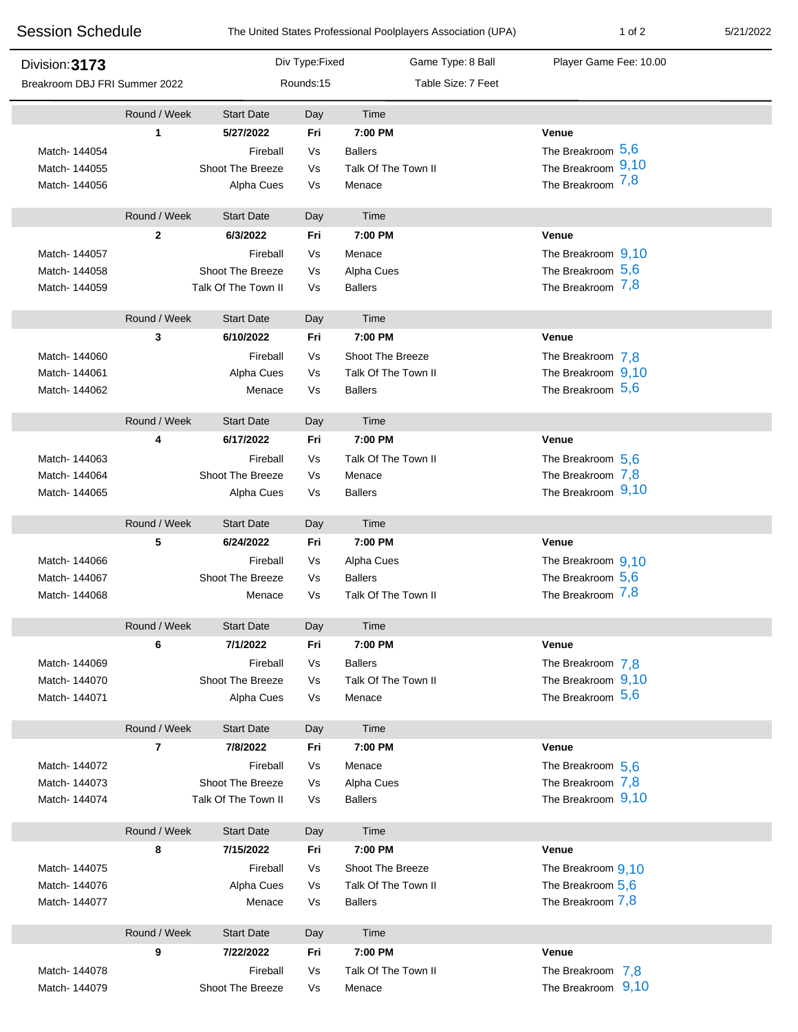# Session Schedule

The United States Professional Poolplayers Association (UPA)

5/21/2022

**Division: 3173**

Breakroom DBJ FRI Summer 2022

Div Type: Fixed | Rounds: 15 | Game Type: 8 Ball | Table Size: 7 Feet | Player Game Fee: 10.00

| | Round / Week | Start Date | Day | Time | Venue |
|---|---|---|---|---|---|
| | **1** | **5/27/2022** | **Fri** | **7:00 PM** | **Venue** |
| Match- 144054 | | Fireball | Vs | Ballers | The Breakroom 5,6 |
| Match- 144055 | | Shoot The Breeze | Vs | Talk Of The Town II | The Breakroom 9,10 |
| Match- 144056 | | Alpha Cues | Vs | Menace | The Breakroom 7,8 |
| | **2** | **6/3/2022** | **Fri** | **7:00 PM** | **Venue** |
| Match- 144057 | | Fireball | Vs | Menace | The Breakroom 9,10 |
| Match- 144058 | | Shoot The Breeze | Vs | Alpha Cues | The Breakroom 5,6 |
| Match- 144059 | | Talk Of The Town II | Vs | Ballers | The Breakroom 7,8 |
| | **3** | **6/10/2022** | **Fri** | **7:00 PM** | **Venue** |
| Match- 144060 | | Fireball | Vs | Shoot The Breeze | The Breakroom 7,8 |
| Match- 144061 | | Alpha Cues | Vs | Talk Of The Town II | The Breakroom 9,10 |
| Match- 144062 | | Menace | Vs | Ballers | The Breakroom 5,6 |
| | **4** | **6/17/2022** | **Fri** | **7:00 PM** | **Venue** |
| Match- 144063 | | Fireball | Vs | Talk Of The Town II | The Breakroom 5,6 |
| Match- 144064 | | Shoot The Breeze | Vs | Menace | The Breakroom 7,8 |
| Match- 144065 | | Alpha Cues | Vs | Ballers | The Breakroom 9,10 |
| | **5** | **6/24/2022** | **Fri** | **7:00 PM** | **Venue** |
| Match- 144066 | | Fireball | Vs | Alpha Cues | The Breakroom 9,10 |
| Match- 144067 | | Shoot The Breeze | Vs | Ballers | The Breakroom 5,6 |
| Match- 144068 | | Menace | Vs | Talk Of The Town II | The Breakroom 7,8 |
| | **6** | **7/1/2022** | **Fri** | **7:00 PM** | **Venue** |
| Match- 144069 | | Fireball | Vs | Ballers | The Breakroom 7,8 |
| Match- 144070 | | Shoot The Breeze | Vs | Talk Of The Town II | The Breakroom 9,10 |
| Match- 144071 | | Alpha Cues | Vs | Menace | The Breakroom 5,6 |
| | **7** | **7/8/2022** | **Fri** | **7:00 PM** | **Venue** |
| Match- 144072 | | Fireball | Vs | Menace | The Breakroom 5,6 |
| Match- 144073 | | Shoot The Breeze | Vs | Alpha Cues | The Breakroom 7,8 |
| Match- 144074 | | Talk Of The Town II | Vs | Ballers | The Breakroom 9,10 |
| | **8** | **7/15/2022** | **Fri** | **7:00 PM** | **Venue** |
| Match- 144075 | | Fireball | Vs | Shoot The Breeze | The Breakroom 9,10 |
| Match- 144076 | | Alpha Cues | Vs | Talk Of The Town II | The Breakroom 5,6 |
| Match- 144077 | | Menace | Vs | Ballers | The Breakroom 7,8 |
| | **9** | **7/22/2022** | **Fri** | **7:00 PM** | **Venue** |
| Match- 144078 | | Fireball | Vs | Talk Of The Town II | The Breakroom 7,8 |
| Match- 144079 | | Shoot The Breeze | Vs | Menace | The Breakroom 9,10 |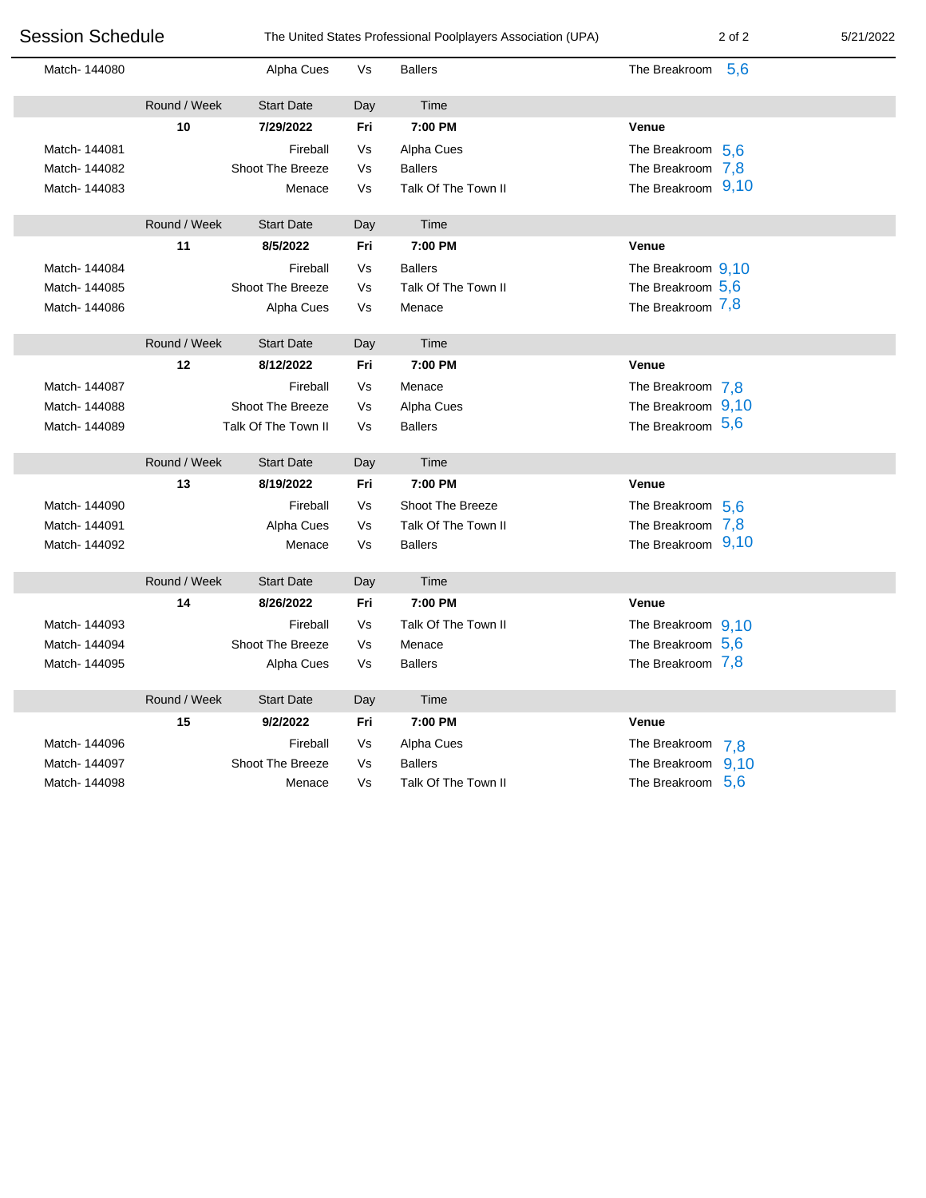## Session Schedule

The United States Professional Poolplayers Association (UPA)

5/21/2022

| | | | | | |
|---|---|---|---|---|---|
| Match- 144080 | Alpha Cues | Vs | Ballers | The Breakroom | 5,6 |

| Round / Week | Start Date | Day | Time | Venue | |
|---|---|---|---|---|---|
| **10** | **7/29/2022** | **Fri** | **7:00 PM** | | |
| Match- 144081 | Fireball | Vs | Alpha Cues | The Breakroom | 5,6 |
| Match- 144082 | Shoot The Breeze | Vs | Ballers | The Breakroom | 7,8 |
| Match- 144083 | Menace | Vs | Talk Of The Town II | The Breakroom | 9,10 |

| Round / Week | Start Date | Day | Time | Venue | |
|---|---|---|---|---|---|
| **11** | **8/5/2022** | **Fri** | **7:00 PM** | | |
| Match- 144084 | Fireball | Vs | Ballers | The Breakroom | 9,10 |
| Match- 144085 | Shoot The Breeze | Vs | Talk Of The Town II | The Breakroom | 5,6 |
| Match- 144086 | Alpha Cues | Vs | Menace | The Breakroom | 7,8 |

| Round / Week | Start Date | Day | Time | Venue | |
|---|---|---|---|---|---|
| **12** | **8/12/2022** | **Fri** | **7:00 PM** | | |
| Match- 144087 | Fireball | Vs | Menace | The Breakroom | 7,8 |
| Match- 144088 | Shoot The Breeze | Vs | Alpha Cues | The Breakroom | 9,10 |
| Match- 144089 | Talk Of The Town II | Vs | Ballers | The Breakroom | 5,6 |

| Round / Week | Start Date | Day | Time | Venue | |
|---|---|---|---|---|---|
| **13** | **8/19/2022** | **Fri** | **7:00 PM** | | |
| Match- 144090 | Fireball | Vs | Shoot The Breeze | The Breakroom | 5,6 |
| Match- 144091 | Alpha Cues | Vs | Talk Of The Town II | The Breakroom | 7,8 |
| Match- 144092 | Menace | Vs | Ballers | The Breakroom | 9,10 |

| Round / Week | Start Date | Day | Time | Venue | |
|---|---|---|---|---|---|
| **14** | **8/26/2022** | **Fri** | **7:00 PM** | | |
| Match- 144093 | Fireball | Vs | Talk Of The Town II | The Breakroom | 9,10 |
| Match- 144094 | Shoot The Breeze | Vs | Menace | The Breakroom | 5,6 |
| Match- 144095 | Alpha Cues | Vs | Ballers | The Breakroom | 7,8 |

| Round / Week | Start Date | Day | Time | Venue | |
|---|---|---|---|---|---|
| **15** | **9/2/2022** | **Fri** | **7:00 PM** | | |
| Match- 144096 | Fireball | Vs | Alpha Cues | The Breakroom | 7,8 |
| Match- 144097 | Shoot The Breeze | Vs | Ballers | The Breakroom | 9,10 |
| Match- 144098 | Menace | Vs | Talk Of The Town II | The Breakroom | 5,6 |